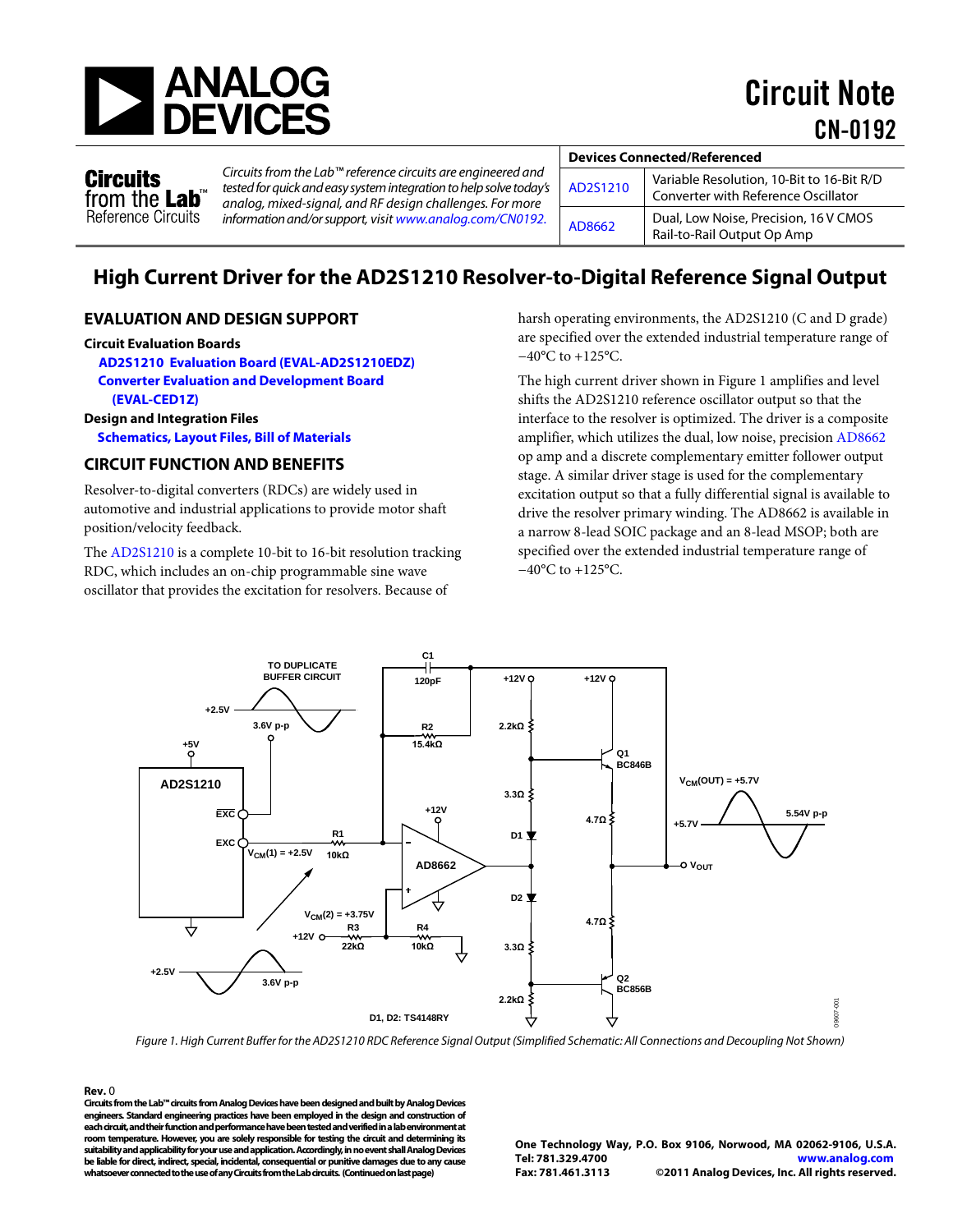# Circuit Note CN-0192

**Circuits from the Lab™ Reference Circuits**

*Circuits from the Lab™ reference circuits are engineered and tested for quick and easy system integration to help solve today's analog, mixed-signal, and RF design challenges. For more information and/or support, visit www.analog.com/CN0192.*

| Devices Connected/Referenced | |
|---|---|
| AD2S1210 | Variable Resolution, 10-Bit to 16-Bit R/D Converter with Reference Oscillator |
| AD8662 | Dual, Low Noise, Precision, 16 V CMOS Rail-to-Rail Output Op Amp |

## High Current Driver for the AD2S1210 Resolver-to-Digital Reference Signal Output

### EVALUATION AND DESIGN SUPPORT

**Circuit Evaluation Boards**

**AD2S1210 Evaluation Board (EVAL-AD2S1210EDZ)**

**Converter Evaluation and Development Board (EVAL-CED1Z)**

**Design and Integration Files**

**Schematics, Layout Files, Bill of Materials**

### CIRCUIT FUNCTION AND BENEFITS

Resolver-to-digital converters (RDCs) are widely used in automotive and industrial applications to provide motor shaft position/velocity feedback.

The AD2S1210 is a complete 10-bit to 16-bit resolution tracking RDC, which includes an on-chip programmable sine wave oscillator that provides the excitation for resolvers. Because of harsh operating environments, the AD2S1210 (C and D grade) are specified over the extended industrial temperature range of −40°C to +125°C.

The high current driver shown in Figure 1 amplifies and level shifts the AD2S1210 reference oscillator output so that the interface to the resolver is optimized. The driver is a composite amplifier, which utilizes the dual, low noise, precision AD8662 op amp and a discrete complementary emitter follower output stage. A similar driver stage is used for the complementary excitation output so that a fully differential signal is available to drive the resolver primary winding. The AD8662 is available in a narrow 8-lead SOIC package and an 8-lead MSOP; both are specified over the extended industrial temperature range of −40°C to +125°C.

*Figure 1. High Current Buffer for the AD2S1210 RDC Reference Signal Output (Simplified Schematic: All Connections and Decoupling Not Shown)*

**Rev. 0**

**Circuits from the Lab™ circuits from Analog Devices have been designed and built by Analog Devices engineers. Standard engineering practices have been employed in the design and construction of each circuit, and their function and performance have been tested and verified in a lab environment at room temperature. However, you are solely responsible for testing the circuit and determining its suitability and applicability for your use and application. Accordingly, in no event shall Analog Devices be liable for direct, indirect, special, incidental, consequential or punitive damages due to any cause whatsoever connected to the use of any Circuits from the Lab circuits. (Continued on last page)**

One Technology Way, P.O. Box 9106, Norwood, MA 02062-9106, U.S.A.
Tel: 781.329.4700 www.analog.com
Fax: 781.461.3113 ©2011 Analog Devices, Inc. All rights reserved.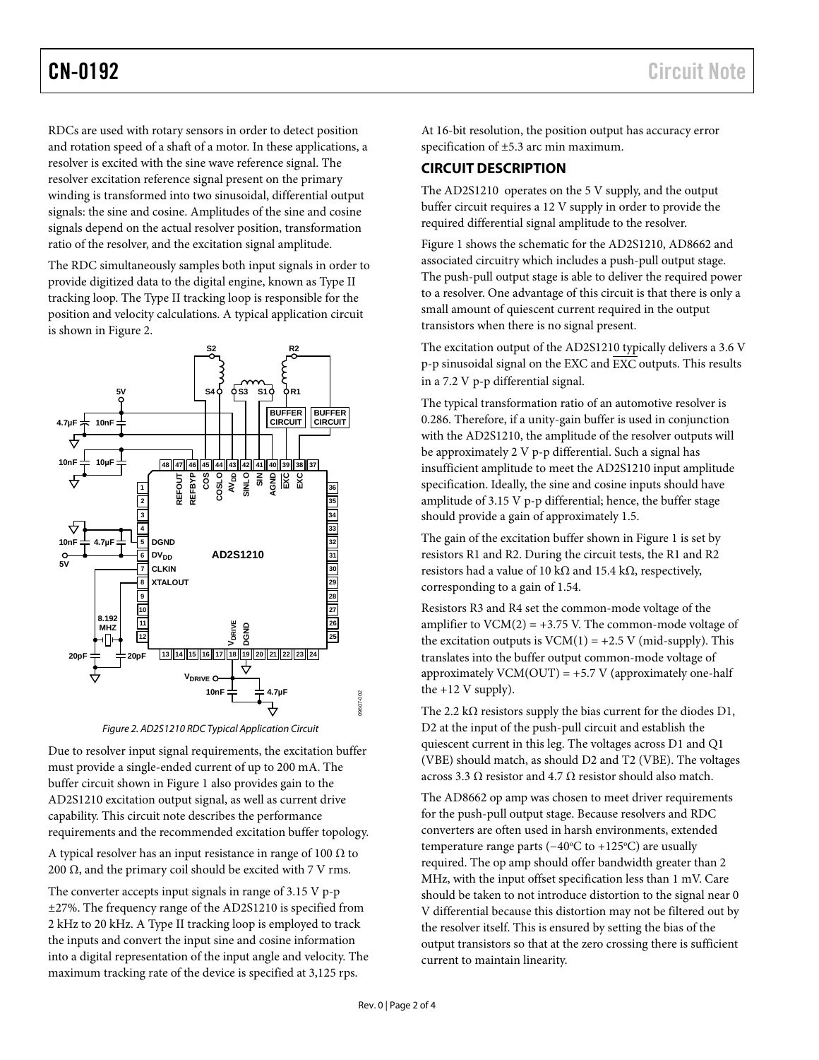RDCs are used with rotary sensors in order to detect position and rotation speed of a shaft of a motor. In these applications, a resolver is excited with the sine wave reference signal. The resolver excitation reference signal present on the primary winding is transformed into two sinusoidal, differential output signals: the sine and cosine. Amplitudes of the sine and cosine signals depend on the actual resolver position, transformation ratio of the resolver, and the excitation signal amplitude.

The RDC simultaneously samples both input signals in order to provide digitized data to the digital engine, known as Type II tracking loop. The Type II tracking loop is responsible for the position and velocity calculations. A typical application circuit is shown in Figure 2.

*Figure 2. AD2S1210 RDC Typical Application Circuit*

Due to resolver input signal requirements, the excitation buffer must provide a single-ended current of up to 200 mA. The buffer circuit shown in Figure 1 also provides gain to the AD2S1210 excitation output signal, as well as current drive capability. This circuit note describes the performance requirements and the recommended excitation buffer topology.

A typical resolver has an input resistance in range of 100 Ω to 200 Ω, and the primary coil should be excited with 7 V rms.

The converter accepts input signals in range of 3.15 V p-p ±27%. The frequency range of the AD2S1210 is specified from 2 kHz to 20 kHz. A Type II tracking loop is employed to track the inputs and convert the input sine and cosine information into a digital representation of the input angle and velocity. The maximum tracking rate of the device is specified at 3,125 rps.

At 16-bit resolution, the position output has accuracy error specification of ±5.3 arc min maximum.

## CIRCUIT DESCRIPTION

The AD2S1210 operates on the 5 V supply, and the output buffer circuit requires a 12 V supply in order to provide the required differential signal amplitude to the resolver.

Figure 1 shows the schematic for the AD2S1210, AD8662 and associated circuitry which includes a push-pull output stage. The push-pull output stage is able to deliver the required power to a resolver. One advantage of this circuit is that there is only a small amount of quiescent current required in the output transistors when there is no signal present.

The excitation output of the AD2S1210 typically delivers a 3.6 V p-p sinusoidal signal on the EXC and $\overline{\text{EXC}}$ outputs. This results in a 7.2 V p-p differential signal.

The typical transformation ratio of an automotive resolver is 0.286. Therefore, if a unity-gain buffer is used in conjunction with the AD2S1210, the amplitude of the resolver outputs will be approximately 2 V p-p differential. Such a signal has insufficient amplitude to meet the AD2S1210 input amplitude specification. Ideally, the sine and cosine inputs should have amplitude of 3.15 V p-p differential; hence, the buffer stage should provide a gain of approximately 1.5.

The gain of the excitation buffer shown in Figure 1 is set by resistors R1 and R2. During the circuit tests, the R1 and R2 resistors had a value of 10 kΩ and 15.4 kΩ, respectively, corresponding to a gain of 1.54.

Resistors R3 and R4 set the common-mode voltage of the amplifier to VCM(2) = +3.75 V. The common-mode voltage of the excitation outputs is VCM(1) = +2.5 V (mid-supply). This translates into the buffer output common-mode voltage of approximately VCM(OUT) = +5.7 V (approximately one-half the +12 V supply).

The 2.2 kΩ resistors supply the bias current for the diodes D1, D2 at the input of the push-pull circuit and establish the quiescent current in this leg. The voltages across D1 and Q1 (VBE) should match, as should D2 and T2 (VBE). The voltages across 3.3 Ω resistor and 4.7 Ω resistor should also match.

The AD8662 op amp was chosen to meet driver requirements for the push-pull output stage. Because resolvers and RDC converters are often used in harsh environments, extended temperature range parts (−40°C to +125°C) are usually required. The op amp should offer bandwidth greater than 2 MHz, with the input offset specification less than 1 mV. Care should be taken to not introduce distortion to the signal near 0 V differential because this distortion may not be filtered out by the resolver itself. This is ensured by setting the bias of the output transistors so that at the zero crossing there is sufficient current to maintain linearity.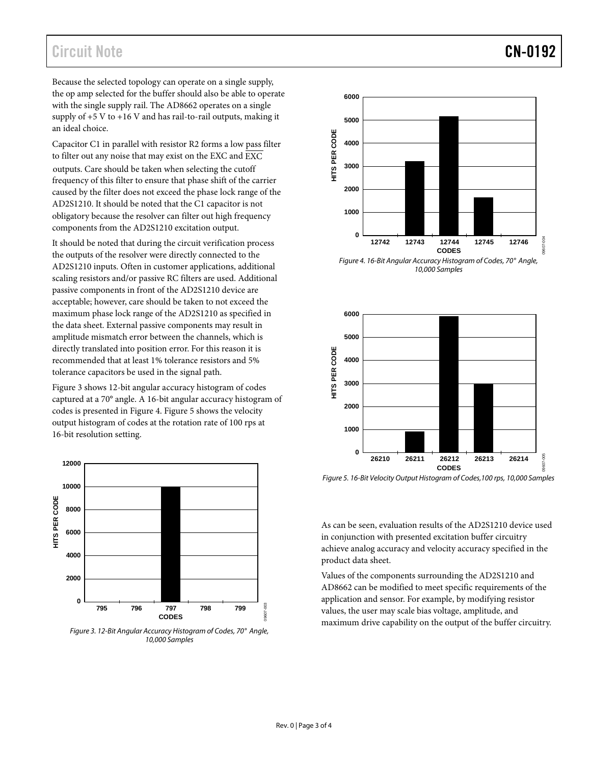Because the selected topology can operate on a single supply, the op amp selected for the buffer should also be able to operate with the single supply rail. The AD8662 operates on a single supply of +5 V to +16 V and has rail-to-rail outputs, making it an ideal choice.

Capacitor C1 in parallel with resistor R2 forms a low pass filter to filter out any noise that may exist on the EXC and $\overline{\text{EXC}}$ outputs. Care should be taken when selecting the cutoff frequency of this filter to ensure that phase shift of the carrier caused by the filter does not exceed the phase lock range of the AD2S1210. It should be noted that the C1 capacitor is not obligatory because the resolver can filter out high frequency components from the AD2S1210 excitation output.

It should be noted that during the circuit verification process the outputs of the resolver were directly connected to the AD2S1210 inputs. Often in customer applications, additional scaling resistors and/or passive RC filters are used. Additional passive components in front of the AD2S1210 device are acceptable; however, care should be taken to not exceed the maximum phase lock range of the AD2S1210 as specified in the data sheet. External passive components may result in amplitude mismatch error between the channels, which is directly translated into position error. For this reason it is recommended that at least 1% tolerance resistors and 5% tolerance capacitors be used in the signal path.

Figure 3 shows 12-bit angular accuracy histogram of codes captured at a 70° angle. A 16-bit angular accuracy histogram of codes is presented in Figure 4. Figure 5 shows the velocity output histogram of codes at the rotation rate of 100 rps at 16-bit resolution setting.

*Figure 3. 12-Bit Angular Accuracy Histogram of Codes, 70° Angle, 10,000 Samples*

*Figure 4. 16-Bit Angular Accuracy Histogram of Codes, 70° Angle, 10,000 Samples*

*Figure 5. 16-Bit Velocity Output Histogram of Codes,100 rps, 10,000 Samples*

As can be seen, evaluation results of the AD2S1210 device used in conjunction with presented excitation buffer circuitry achieve analog accuracy and velocity accuracy specified in the product data sheet.

Values of the components surrounding the AD2S1210 and AD8662 can be modified to meet specific requirements of the application and sensor. For example, by modifying resistor values, the user may scale bias voltage, amplitude, and maximum drive capability on the output of the buffer circuitry.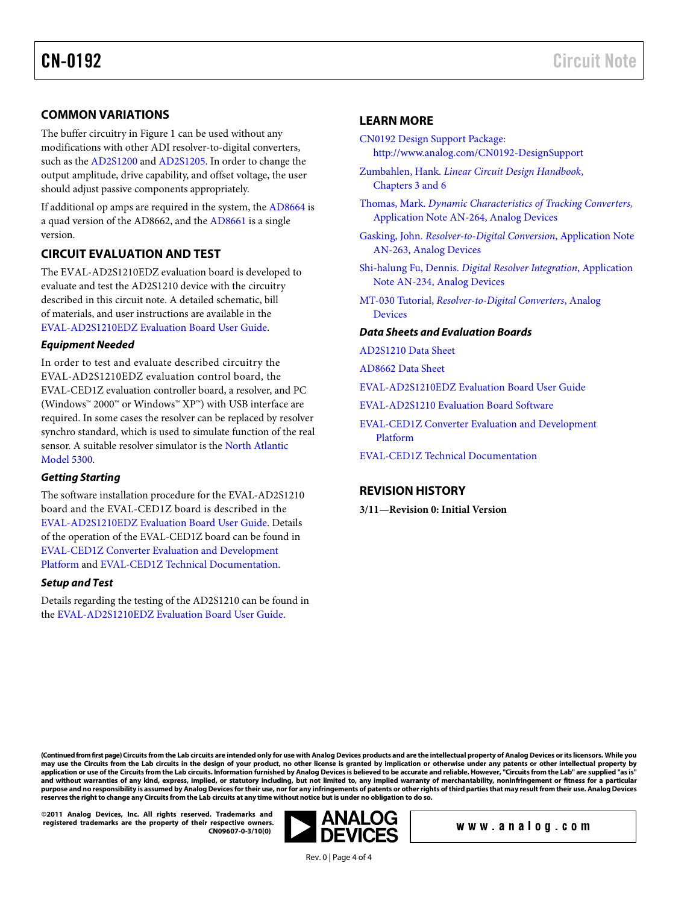## COMMON VARIATIONS

The buffer circuitry in Figure 1 can be used without any modifications with other ADI resolver-to-digital converters, such as the AD2S1200 and AD2S1205. In order to change the output amplitude, drive capability, and offset voltage, the user should adjust passive components appropriately.

If additional op amps are required in the system, the AD8664 is a quad version of the AD8662, and the AD8661 is a single version.

## CIRCUIT EVALUATION AND TEST

The EVAL-AD2S1210EDZ evaluation board is developed to evaluate and test the AD2S1210 device with the circuitry described in this circuit note. A detailed schematic, bill of materials, and user instructions are available in the EVAL-AD2S1210EDZ Evaluation Board User Guide.

### Equipment Needed

In order to test and evaluate described circuitry the EVAL-AD2S1210EDZ evaluation control board, the EVAL-CED1Z evaluation controller board, a resolver, and PC (Windows™ 2000™ or Windows™ XP™) with USB interface are required. In some cases the resolver can be replaced by resolver synchro standard, which is used to simulate function of the real sensor. A suitable resolver simulator is the North Atlantic Model 5300.

### Getting Starting

The software installation procedure for the EVAL-AD2S1210 board and the EVAL-CED1Z board is described in the EVAL-AD2S1210EDZ Evaluation Board User Guide. Details of the operation of the EVAL-CED1Z board can be found in EVAL-CED1Z Converter Evaluation and Development Platform and EVAL-CED1Z Technical Documentation.

### Setup and Test

Details regarding the testing of the AD2S1210 can be found in the EVAL-AD2S1210EDZ Evaluation Board User Guide.

## LEARN MORE

CN0192 Design Support Package: http://www.analog.com/CN0192-DesignSupport

Zumbahlen, Hank. *Linear Circuit Design Handbook*, Chapters 3 and 6

Thomas, Mark. *Dynamic Characteristics of Tracking Converters*, Application Note AN-264, Analog Devices

Gasking, John. *Resolver-to-Digital Conversion*, Application Note AN-263, Analog Devices

Shi-halung Fu, Dennis. *Digital Resolver Integration*, Application Note AN-234, Analog Devices

MT-030 Tutorial, *Resolver-to-Digital Converters*, Analog Devices

### Data Sheets and Evaluation Boards

AD2S1210 Data Sheet

AD8662 Data Sheet

EVAL-AD2S1210EDZ Evaluation Board User Guide

EVAL-AD2S1210 Evaluation Board Software

EVAL-CED1Z Converter Evaluation and Development Platform

EVAL-CED1Z Technical Documentation

## REVISION HISTORY

**3/11—Revision 0: Initial Version**

**(Continued from first page) Circuits from the Lab circuits are intended only for use with Analog Devices products and are the intellectual property of Analog Devices or its licensors. While you may use the Circuits from the Lab circuits in the design of your product, no other license is granted by implication or otherwise under any patents or other intellectual property by application or use of the Circuits from the Lab circuits. Information furnished by Analog Devices is believed to be accurate and reliable. However, "Circuits from the Lab" are supplied "as is" and without warranties of any kind, express, implied, or statutory including, but not limited to, any implied warranty of merchantability, noninfringement or fitness for a particular purpose and no responsibility is assumed by Analog Devices for their use, nor for any infringements of patents or other rights of third parties that may result from their use. Analog Devices reserves the right to change any Circuits from the Lab circuits at any time without notice but is under no obligation to do so.**

**©2011 Analog Devices, Inc. All rights reserved. Trademarks and registered trademarks are the property of their respective owners. CN09607-0-3/10(0)**